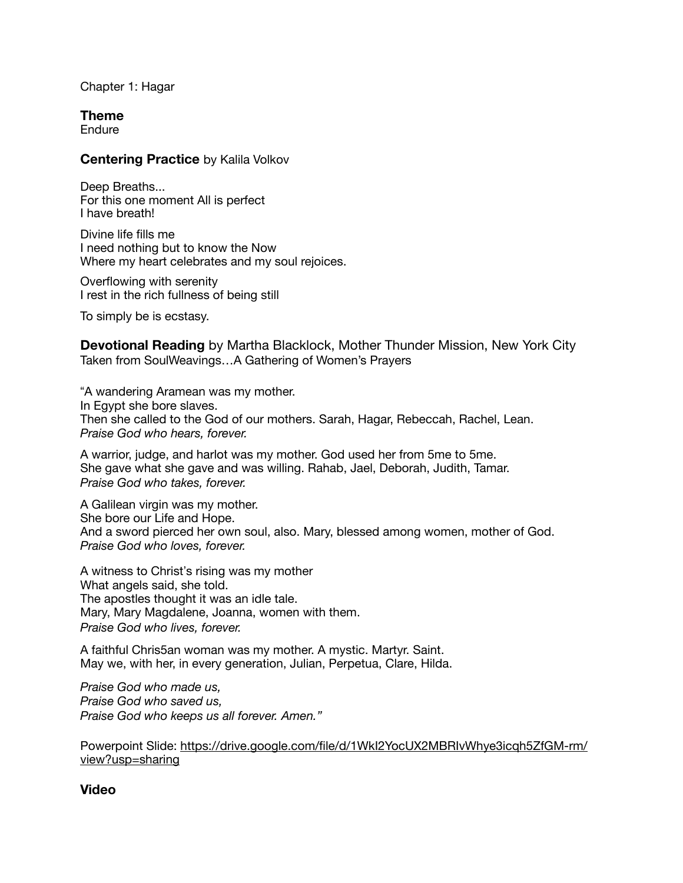Chapter 1: Hagar

**Theme**
Endure

**Centering Practice** by Kalila Volkov

Deep Breaths...
For this one moment All is perfect
I have breath!

Divine life fills me
I need nothing but to know the Now
Where my heart celebrates and my soul rejoices.

Overflowing with serenity
I rest in the rich fullness of being still

To simply be is ecstasy.

**Devotional Reading** by Martha Blacklock, Mother Thunder Mission, New York City
Taken from SoulWeavings…A Gathering of Women's Prayers

"A wandering Aramean was my mother.
In Egypt she bore slaves.
Then she called to the God of our mothers. Sarah, Hagar, Rebeccah, Rachel, Lean.
*Praise God who hears, forever.*

A warrior, judge, and harlot was my mother. God used her from 5me to 5me.
She gave what she gave and was willing. Rahab, Jael, Deborah, Judith, Tamar.
*Praise God who takes, forever.*

A Galilean virgin was my mother.
She bore our Life and Hope.
And a sword pierced her own soul, also. Mary, blessed among women, mother of God.
*Praise God who loves, forever.*

A witness to Christ's rising was my mother
What angels said, she told.
The apostles thought it was an idle tale.
Mary, Mary Magdalene, Joanna, women with them.
*Praise God who lives, forever.*

A faithful Chris5an woman was my mother. A mystic. Martyr. Saint.
May we, with her, in every generation, Julian, Perpetua, Clare, Hilda.

*Praise God who made us,*
*Praise God who saved us,*
*Praise God who keeps us all forever. Amen."*

Powerpoint Slide: https://drive.google.com/file/d/1Wkl2YocUX2MBRIvWhye3icqh5ZfGM-rm/view?usp=sharing

**Video**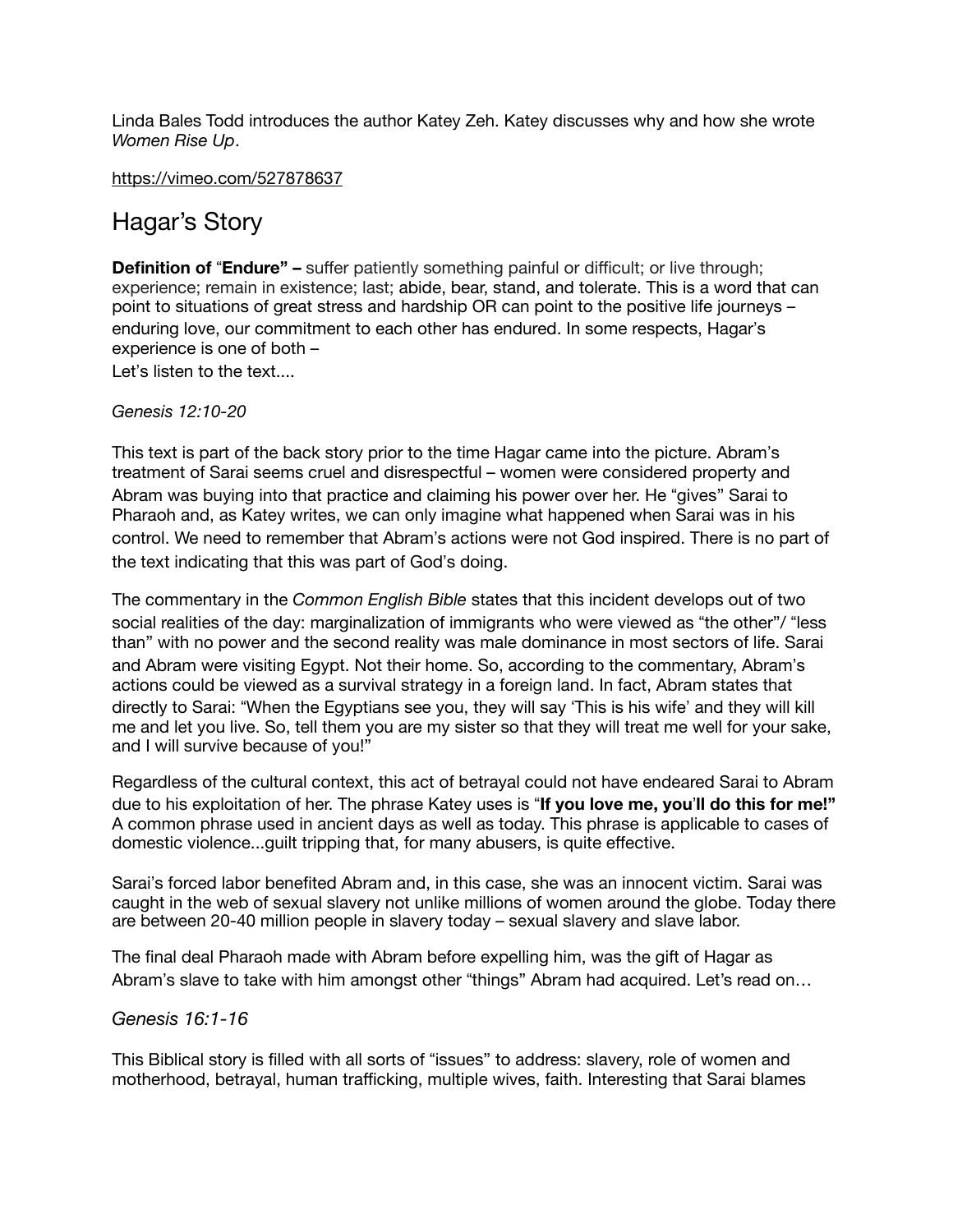Linda Bales Todd introduces the author Katey Zeh. Katey discusses why and how she wrote *Women Rise Up*.

https://vimeo.com/527878637

## Hagar's Story

**Definition of "Endure" –** suffer patiently something painful or difficult; or live through; experience; remain in existence; last; abide, bear, stand, and tolerate. This is a word that can point to situations of great stress and hardship OR can point to the positive life journeys – enduring love, our commitment to each other has endured. In some respects, Hagar's experience is one of both –

Let's listen to the text....

*Genesis 12:10-20*

This text is part of the back story prior to the time Hagar came into the picture. Abram's treatment of Sarai seems cruel and disrespectful – women were considered property and Abram was buying into that practice and claiming his power over her. He "gives" Sarai to Pharaoh and, as Katey writes, we can only imagine what happened when Sarai was in his control. We need to remember that Abram's actions were not God inspired. There is no part of the text indicating that this was part of God's doing.

The commentary in the *Common English Bible* states that this incident develops out of two social realities of the day: marginalization of immigrants who were viewed as "the other"/ "less than" with no power and the second reality was male dominance in most sectors of life. Sarai and Abram were visiting Egypt. Not their home. So, according to the commentary, Abram's actions could be viewed as a survival strategy in a foreign land. In fact, Abram states that directly to Sarai: "When the Egyptians see you, they will say 'This is his wife' and they will kill me and let you live. So, tell them you are my sister so that they will treat me well for your sake, and I will survive because of you!"

Regardless of the cultural context, this act of betrayal could not have endeared Sarai to Abram due to his exploitation of her. The phrase Katey uses is "**If you love me, you'll do this for me!"** A common phrase used in ancient days as well as today. This phrase is applicable to cases of domestic violence...guilt tripping that, for many abusers, is quite effective.

Sarai's forced labor benefited Abram and, in this case, she was an innocent victim. Sarai was caught in the web of sexual slavery not unlike millions of women around the globe. Today there are between 20-40 million people in slavery today – sexual slavery and slave labor.

The final deal Pharaoh made with Abram before expelling him, was the gift of Hagar as Abram's slave to take with him amongst other "things" Abram had acquired. Let's read on…

*Genesis 16:1-16*

This Biblical story is filled with all sorts of "issues" to address: slavery, role of women and motherhood, betrayal, human trafficking, multiple wives, faith. Interesting that Sarai blames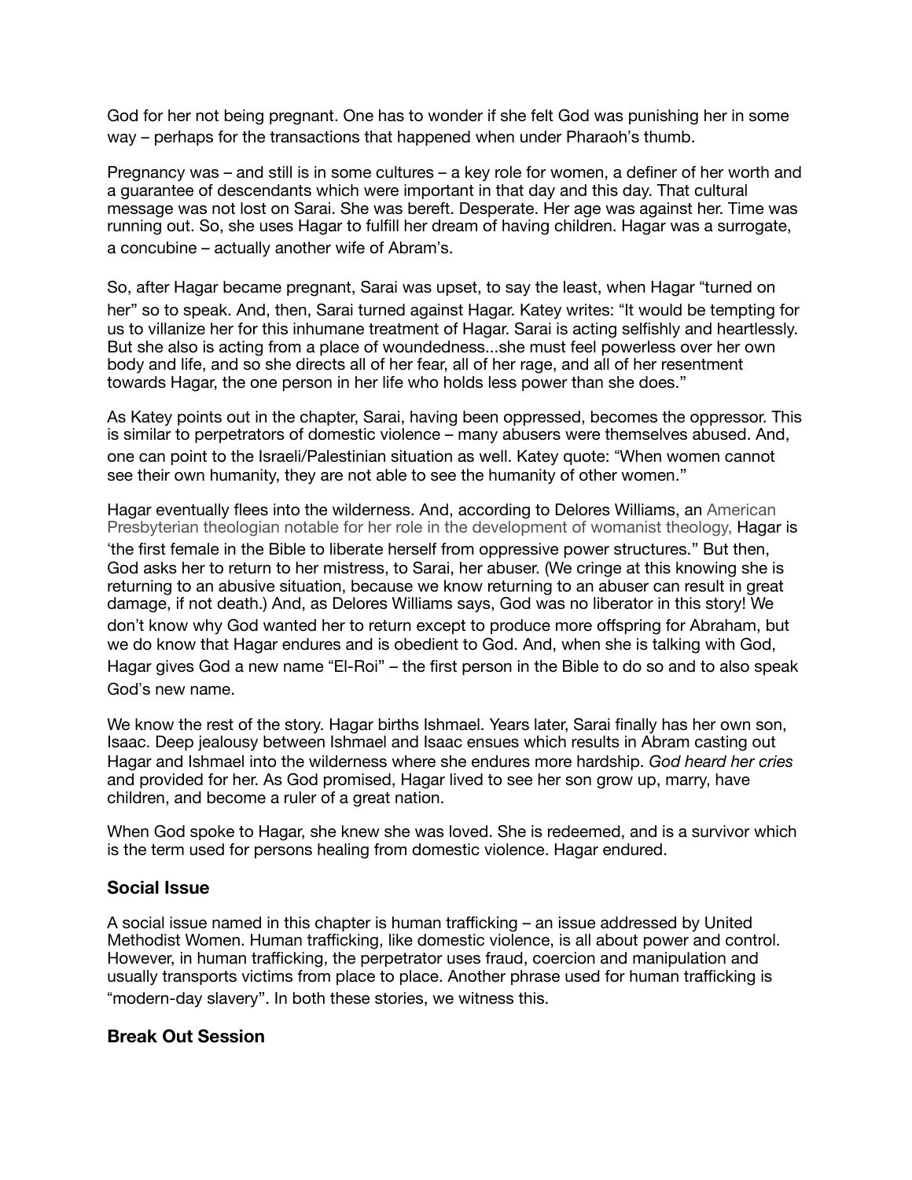God for her not being pregnant. One has to wonder if she felt God was punishing her in some way – perhaps for the transactions that happened when under Pharaoh's thumb.

Pregnancy was – and still is in some cultures – a key role for women, a definer of her worth and a guarantee of descendants which were important in that day and this day. That cultural message was not lost on Sarai. She was bereft. Desperate. Her age was against her. Time was running out. So, she uses Hagar to fulfill her dream of having children. Hagar was a surrogate, a concubine – actually another wife of Abram's.

So, after Hagar became pregnant, Sarai was upset, to say the least, when Hagar "turned on her" so to speak. And, then, Sarai turned against Hagar. Katey writes: "It would be tempting for us to villanize her for this inhumane treatment of Hagar. Sarai is acting selfishly and heartlessly. But she also is acting from a place of woundedness...she must feel powerless over her own body and life, and so she directs all of her fear, all of her rage, and all of her resentment towards Hagar, the one person in her life who holds less power than she does."

As Katey points out in the chapter, Sarai, having been oppressed, becomes the oppressor. This is similar to perpetrators of domestic violence – many abusers were themselves abused. And, one can point to the Israeli/Palestinian situation as well. Katey quote: "When women cannot see their own humanity, they are not able to see the humanity of other women."

Hagar eventually flees into the wilderness. And, according to Delores Williams, an American Presbyterian theologian notable for her role in the development of womanist theology, Hagar is 'the first female in the Bible to liberate herself from oppressive power structures." But then, God asks her to return to her mistress, to Sarai, her abuser. (We cringe at this knowing she is returning to an abusive situation, because we know returning to an abuser can result in great damage, if not death.) And, as Delores Williams says, God was no liberator in this story! We don't know why God wanted her to return except to produce more offspring for Abraham, but we do know that Hagar endures and is obedient to God. And, when she is talking with God, Hagar gives God a new name "El-Roi" – the first person in the Bible to do so and to also speak God's new name.

We know the rest of the story. Hagar births Ishmael. Years later, Sarai finally has her own son, Isaac. Deep jealousy between Ishmael and Isaac ensues which results in Abram casting out Hagar and Ishmael into the wilderness where she endures more hardship. *God heard her cries* and provided for her. As God promised, Hagar lived to see her son grow up, marry, have children, and become a ruler of a great nation.

When God spoke to Hagar, she knew she was loved. She is redeemed, and is a survivor which is the term used for persons healing from domestic violence. Hagar endured.

## Social Issue

A social issue named in this chapter is human trafficking – an issue addressed by United Methodist Women. Human trafficking, like domestic violence, is all about power and control. However, in human trafficking, the perpetrator uses fraud, coercion and manipulation and usually transports victims from place to place. Another phrase used for human trafficking is "modern-day slavery". In both these stories, we witness this.

## Break Out Session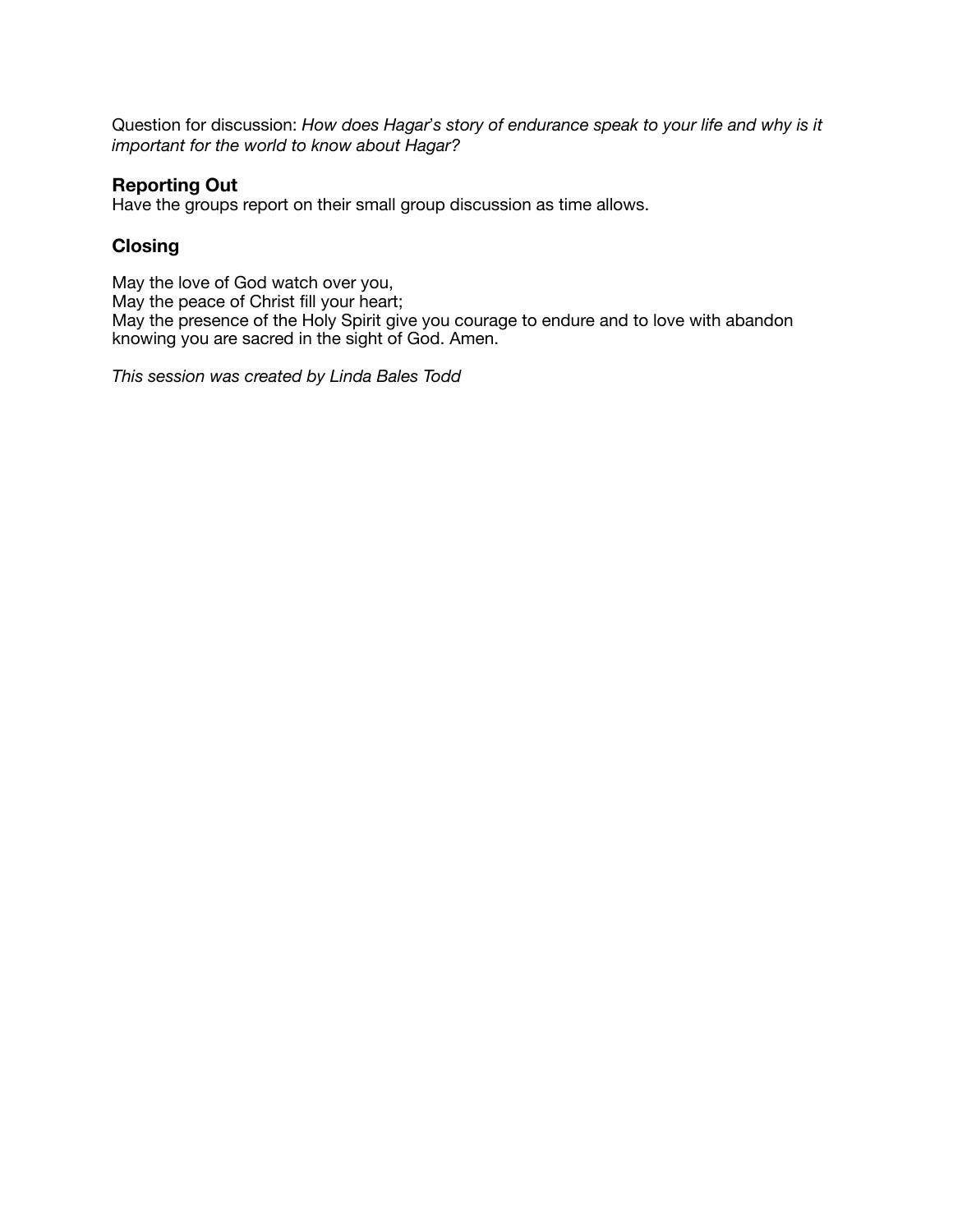Question for discussion: *How does Hagar's story of endurance speak to your life and why is it important for the world to know about Hagar?*

### Reporting Out

Have the groups report on their small group discussion as time allows.

### Closing

May the love of God watch over you,
May the peace of Christ fill your heart;
May the presence of the Holy Spirit give you courage to endure and to love with abandon knowing you are sacred in the sight of God. Amen.

*This session was created by Linda Bales Todd*